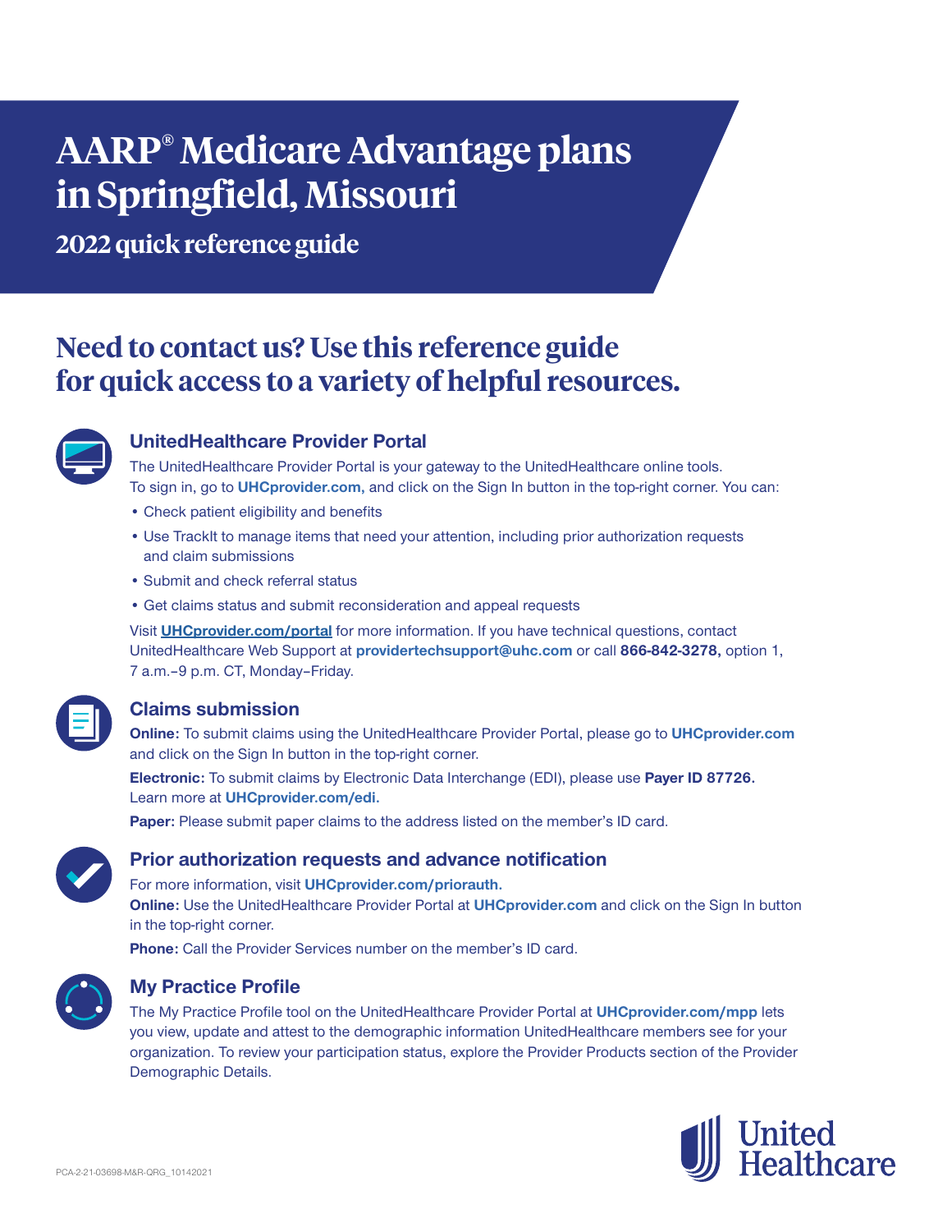# AARP® Medicare Advantage plans in Springfield, Missouri

## 2022 quick reference guide

## Need to contact us? Use this reference guide for quick access to a variety of helpful resources.

### UnitedHealthcare Provider Portal

The UnitedHealthcare Provider Portal is your gateway to the UnitedHealthcare online tools. To sign in, go to **UHCprovider.com,** and click on the Sign In button in the top-right corner. You can:

- Check patient eligibility and benefits
- Use TrackIt to manage items that need your attention, including prior authorization requests and claim submissions
- Submit and check referral status
- Get claims status and submit reconsideration and appeal requests

Visit **UHCprovider.com/portal** for more information. If you have technical questions, contact UnitedHealthcare Web Support at **providertechsupport@uhc.com** or call **866-842-3278,** option 1, 7 a.m.–9 p.m. CT, Monday–Friday.

### Claims submission

**Online:** To submit claims using the UnitedHealthcare Provider Portal, please go to **UHCprovider.com** and click on the Sign In button in the top-right corner.

**Electronic:** To submit claims by Electronic Data Interchange (EDI), please use **Payer ID 87726.** Learn more at **UHCprovider.com/edi.**

**Paper:** Please submit paper claims to the address listed on the member's ID card.

### Prior authorization requests and advance notification

For more information, visit **UHCprovider.com/priorauth.**

**Online:** Use the UnitedHealthcare Provider Portal at **UHCprovider.com** and click on the Sign In button in the top-right corner.

**Phone:** Call the Provider Services number on the member's ID card.

### My Practice Profile

The My Practice Profile tool on the UnitedHealthcare Provider Portal at **UHCprovider.com/mpp** lets you view, update and attest to the demographic information UnitedHealthcare members see for your organization. To review your participation status, explore the Provider Products section of the Provider Demographic Details.

PCA-2-21-03698-M&R-QRG_10142021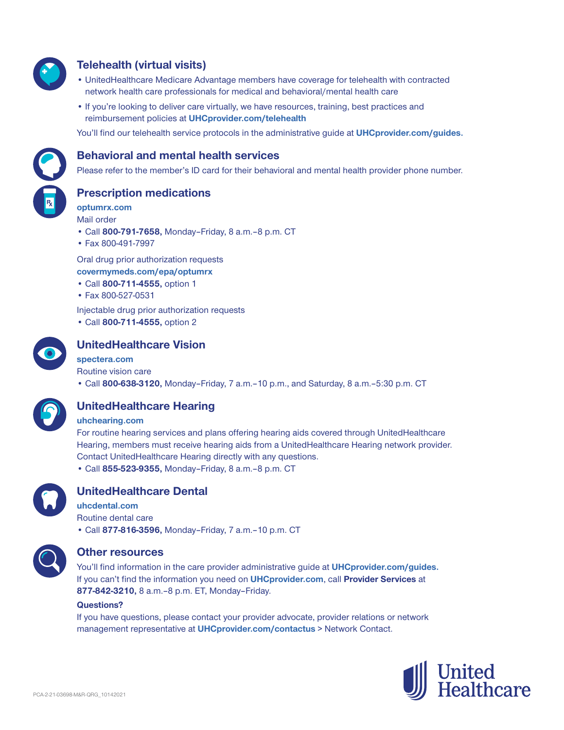## Telehealth (virtual visits)

- UnitedHealthcare Medicare Advantage members have coverage for telehealth with contracted network health care professionals for medical and behavioral/mental health care
- If you're looking to deliver care virtually, we have resources, training, best practices and reimbursement policies at **UHCprovider.com/telehealth**

You'll find our telehealth service protocols in the administrative guide at **UHCprovider.com/guides.**

## Behavioral and mental health services

Please refer to the member's ID card for their behavioral and mental health provider phone number.

## Prescription medications

**optumrx.com**

Mail order

- Call **800-791-7658,** Monday–Friday, 8 a.m.–8 p.m. CT
- Fax 800-491-7997

Oral drug prior authorization requests

**covermymeds.com/epa/optumrx**

- Call **800-711-4555,** option 1
- Fax 800-527-0531

Injectable drug prior authorization requests

- Call **800-711-4555,** option 2

## UnitedHealthcare Vision

**spectera.com**

Routine vision care

- Call **800-638-3120,** Monday–Friday, 7 a.m.–10 p.m., and Saturday, 8 a.m.–5:30 p.m. CT

## UnitedHealthcare Hearing

**uhchearing.com**

For routine hearing services and plans offering hearing aids covered through UnitedHealthcare Hearing, members must receive hearing aids from a UnitedHealthcare Hearing network provider. Contact UnitedHealthcare Hearing directly with any questions.

- Call **855-523-9355,** Monday–Friday, 8 a.m.–8 p.m. CT

## UnitedHealthcare Dental

**uhcdental.com**

Routine dental care

- Call **877-816-3596,** Monday–Friday, 7 a.m.–10 p.m. CT

## Other resources

You'll find information in the care provider administrative guide at **UHCprovider.com/guides.** If you can't find the information you need on **UHCprovider.com**, call **Provider Services** at **877-842-3210,** 8 a.m.–8 p.m. ET, Monday–Friday.

**Questions?**

If you have questions, please contact your provider advocate, provider relations or network management representative at **UHCprovider.com/contactus** > Network Contact.

PCA-2-21-03698-M&R-QRG_10142021

United Healthcare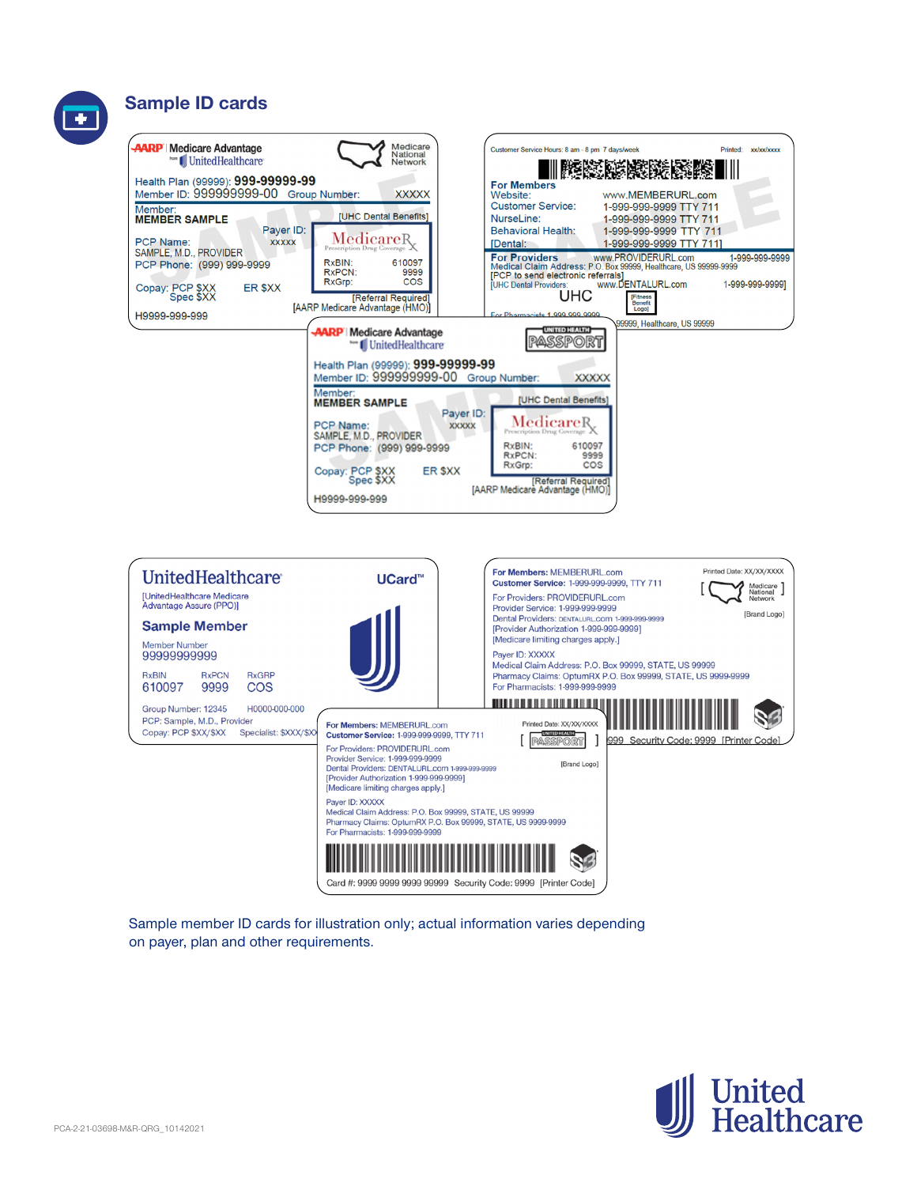## Sample ID cards

**AARP | Medicare Advantage from UnitedHealthcare** — Medicare National Network

Health Plan (99999): **999-99999-99**
Member ID: 999999999-00 Group Number: XXXXX
Member:
**MEMBER SAMPLE**
[UHC Dental Benefits]
Payer ID: XXXXX
PCP Name: SAMPLE, M.D., PROVIDER
PCP Phone: (999) 999-9999
MedicareRx Prescription Drug Coverage
RxBIN: 610097
RxPCN: 9999
RxGrp: COS
Copay: PCP $XX Spec $XX ER $XX
[Referral Required]
[AARP Medicare Advantage (HMO)]
H9999-999-999

Customer Service Hours: 8 am - 8 pm 7 days/week Printed: xx/xx/xxxx

**For Members**
Website: www.MEMBERURL.com
Customer Service: 1-999-999-9999 TTY 711
NurseLine: 1-999-999-9999 TTY 711
Behavioral Health: 1-999-999-9999 TTY 711
[Dental: 1-999-999-9999 TTY 711]
**For Providers** www.PROVIDERURL.com 1-999-999-9999
Medical Claim Address: P.O. Box 99999, Healthcare, US 99999-9999
[PCP to send electronic referrals]
[UHC Dental Providers: www.DENTALURL.com 1-999-999-9999]
UHC [Fitness Benefit Logo]
For Pharmacists 1-999-999-9999 ... 99999, Healthcare, US 99999

**AARP | Medicare Advantage from UnitedHealthcare** — United Health PASSPORT

Health Plan (99999): **999-99999-99**
Member ID: 999999999-00 Group Number: XXXXX
Member:
**MEMBER SAMPLE**
[UHC Dental Benefits]
Payer ID: XXXXX
PCP Name: SAMPLE, M.D., PROVIDER
PCP Phone: (999) 999-9999
MedicareRx Prescription Drug Coverage
RxBIN: 610097
RxPCN: 9999
RxGrp: COS
Copay: PCP $XX Spec $XX ER $XX
[Referral Required]
[AARP Medicare Advantage (HMO)]
H9999-999-999

**UnitedHealthcare** UCard™
[UnitedHealthcare Medicare Advantage Assure (PPO)]
**Sample Member**
Member Number
99999999999
RxBIN 610097 RxPCN 9999 RxGRP COS
Group Number: 12345 H0000-000-000
PCP: Sample, M.D., Provider
Copay: PCP $XX/$XX Specialist: $XXX/$XX

**For Members:** MEMBERURL.com Printed Date: XX/XX/XXXX
**Customer Service:** 1-999-999-9999, TTY 711 [Medicare National Network]
For Providers: PROVIDERURL.com
Provider Service: 1-999-999-9999 [Brand Logo]
Dental Providers: DENTALURL.com 1-999-999-9999
[Provider Authorization 1-999-999-9999]
[Medicare limiting charges apply.]
Payer ID: XXXXX
Medical Claim Address: P.O. Box 99999, STATE, US 99999
Pharmacy Claims: OptumRX P.O. Box 99999, STATE, US 9999-9999
For Pharmacists: 1-999-999-9999
... 999 Security Code: 9999 [Printer Code]

**For Members:** MEMBERURL.com Printed Date: XX/XX/XXXX
**Customer Service:** 1-999-999-9999, TTY 711 [United Health PASSPORT]
For Providers: PROVIDERURL.com
Provider Service: 1-999-999-9999 [Brand Logo]
Dental Providers: DENTALURL.com 1-999-999-9999
[Provider Authorization 1-999-999-9999]
[Medicare limiting charges apply.]
Payer ID: XXXXX
Medical Claim Address: P.O. Box 99999, STATE, US 99999
Pharmacy Claims: OptumRX P.O. Box 99999, STATE, US 9999-9999
For Pharmacists: 1-999-999-9999
Card #: 9999 9999 9999 99999 Security Code: 9999 [Printer Code]

Sample member ID cards for illustration only; actual information varies depending on payer, plan and other requirements.

United Healthcare

PCA-2-21-03698-M&R-QRG_10142021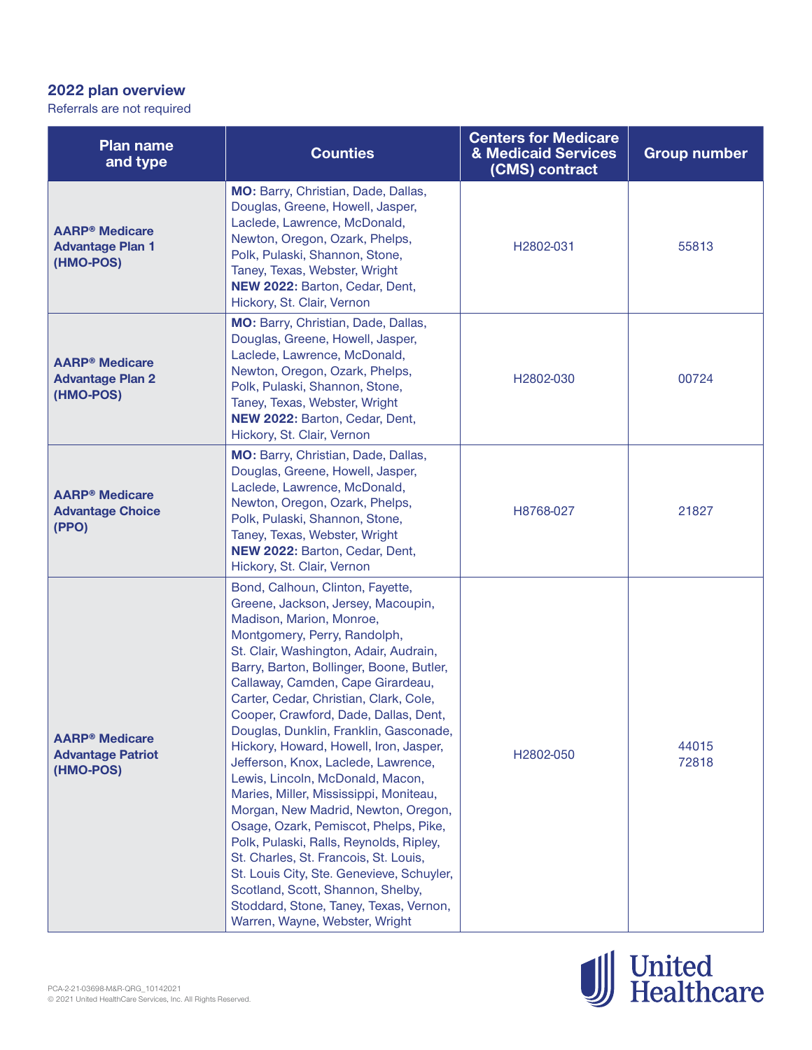## 2022 plan overview

Referrals are not required

| Plan name and type | Counties | Centers for Medicare & Medicaid Services (CMS) contract | Group number |
|---|---|---|---|
| **AARP® Medicare Advantage Plan 1 (HMO-POS)** | **MO:** Barry, Christian, Dade, Dallas, Douglas, Greene, Howell, Jasper, Laclede, Lawrence, McDonald, Newton, Oregon, Ozark, Phelps, Polk, Pulaski, Shannon, Stone, Taney, Texas, Webster, Wright **NEW 2022:** Barton, Cedar, Dent, Hickory, St. Clair, Vernon | H2802-031 | 55813 |
| **AARP® Medicare Advantage Plan 2 (HMO-POS)** | **MO:** Barry, Christian, Dade, Dallas, Douglas, Greene, Howell, Jasper, Laclede, Lawrence, McDonald, Newton, Oregon, Ozark, Phelps, Polk, Pulaski, Shannon, Stone, Taney, Texas, Webster, Wright **NEW 2022:** Barton, Cedar, Dent, Hickory, St. Clair, Vernon | H2802-030 | 00724 |
| **AARP® Medicare Advantage Choice (PPO)** | **MO:** Barry, Christian, Dade, Dallas, Douglas, Greene, Howell, Jasper, Laclede, Lawrence, McDonald, Newton, Oregon, Ozark, Phelps, Polk, Pulaski, Shannon, Stone, Taney, Texas, Webster, Wright **NEW 2022:** Barton, Cedar, Dent, Hickory, St. Clair, Vernon | H8768-027 | 21827 |
| **AARP® Medicare Advantage Patriot (HMO-POS)** | Bond, Calhoun, Clinton, Fayette, Greene, Jackson, Jersey, Macoupin, Madison, Marion, Monroe, Montgomery, Perry, Randolph, St. Clair, Washington, Adair, Audrain, Barry, Barton, Bollinger, Boone, Butler, Callaway, Camden, Cape Girardeau, Carter, Cedar, Christian, Clark, Cole, Cooper, Crawford, Dade, Dallas, Dent, Douglas, Dunklin, Franklin, Gasconade, Hickory, Howard, Howell, Iron, Jasper, Jefferson, Knox, Laclede, Lawrence, Lewis, Lincoln, McDonald, Macon, Maries, Miller, Mississippi, Moniteau, Morgan, New Madrid, Newton, Oregon, Osage, Ozark, Pemiscot, Phelps, Pike, Polk, Pulaski, Ralls, Reynolds, Ripley, St. Charles, St. Francois, St. Louis, St. Louis City, Ste. Genevieve, Schuyler, Scotland, Scott, Shannon, Shelby, Stoddard, Stone, Taney, Texas, Vernon, Warren, Wayne, Webster, Wright | H2802-050 | 44015 72818 |

PCA-2-21-03698-M&R-QRG_10142021
© 2021 United HealthCare Services, Inc. All Rights Reserved.

United Healthcare